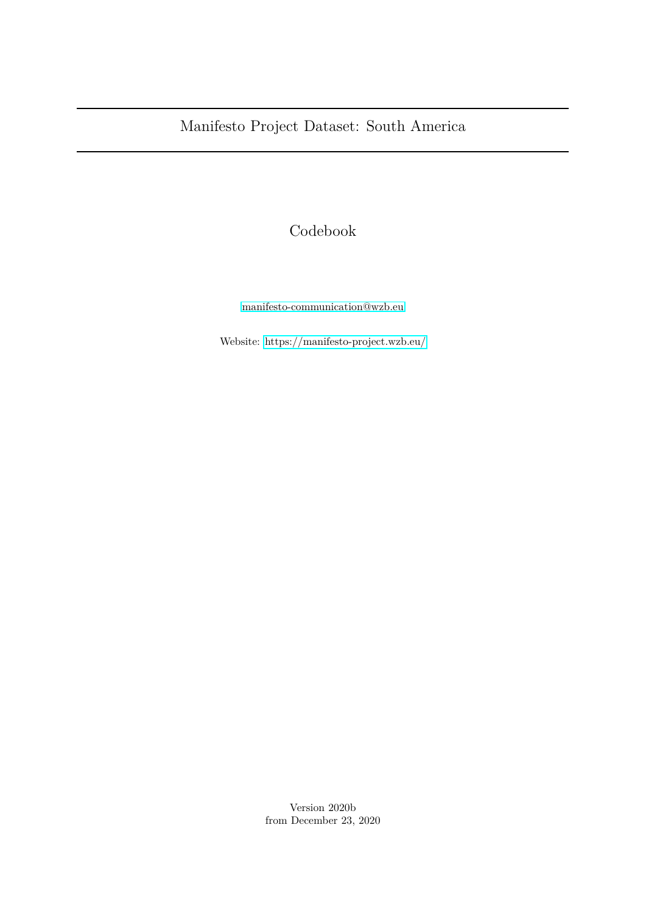# Manifesto Project Dataset: South America

## Codebook

manifesto-communication@wzb.eu

Website: https://manifesto-project.wzb.eu/

Version 2020b
from December 23, 2020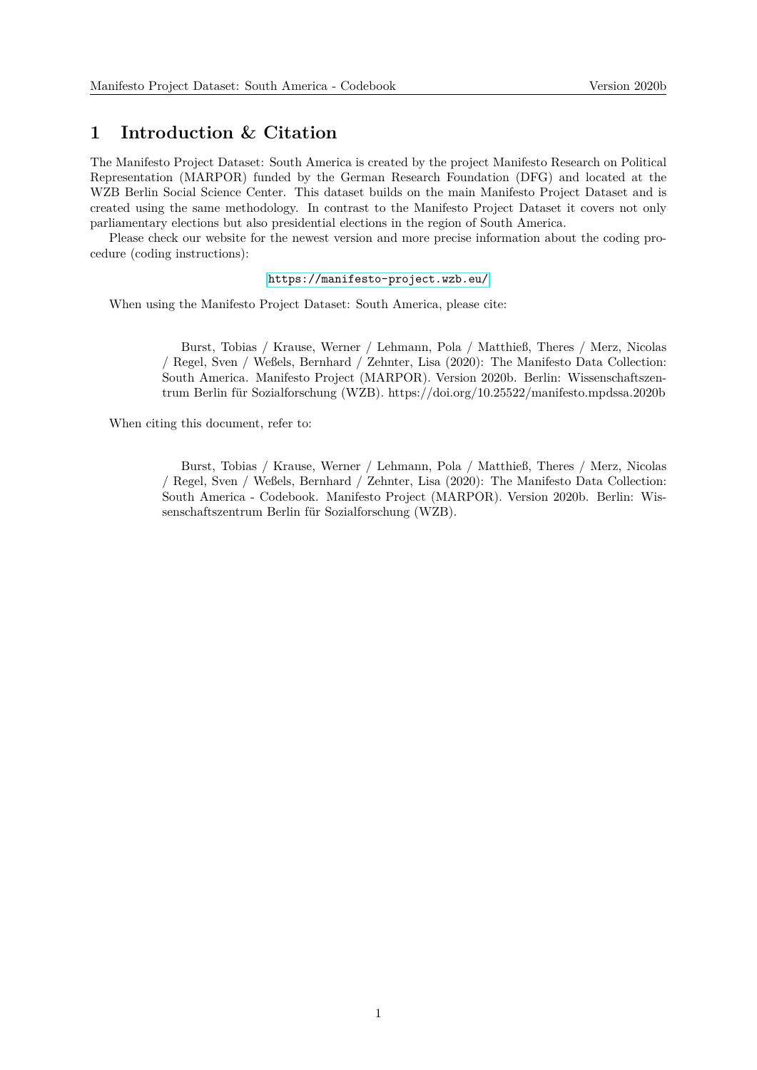# 1 Introduction & Citation

The Manifesto Project Dataset: South America is created by the project Manifesto Research on Political Representation (MARPOR) funded by the German Research Foundation (DFG) and located at the WZB Berlin Social Science Center. This dataset builds on the main Manifesto Project Dataset and is created using the same methodology. In contrast to the Manifesto Project Dataset it covers not only parliamentary elections but also presidential elections in the region of South America.

Please check our website for the newest version and more precise information about the coding procedure (coding instructions):

https://manifesto-project.wzb.eu/

When using the Manifesto Project Dataset: South America, please cite:

> Burst, Tobias / Krause, Werner / Lehmann, Pola / Matthieß, Theres / Merz, Nicolas / Regel, Sven / Weßels, Bernhard / Zehnter, Lisa (2020): The Manifesto Data Collection: South America. Manifesto Project (MARPOR). Version 2020b. Berlin: Wissenschaftszentrum Berlin für Sozialforschung (WZB). https://doi.org/10.25522/manifesto.mpdssa.2020b

When citing this document, refer to:

> Burst, Tobias / Krause, Werner / Lehmann, Pola / Matthieß, Theres / Merz, Nicolas / Regel, Sven / Weßels, Bernhard / Zehnter, Lisa (2020): The Manifesto Data Collection: South America - Codebook. Manifesto Project (MARPOR). Version 2020b. Berlin: Wissenschaftszentrum Berlin für Sozialforschung (WZB).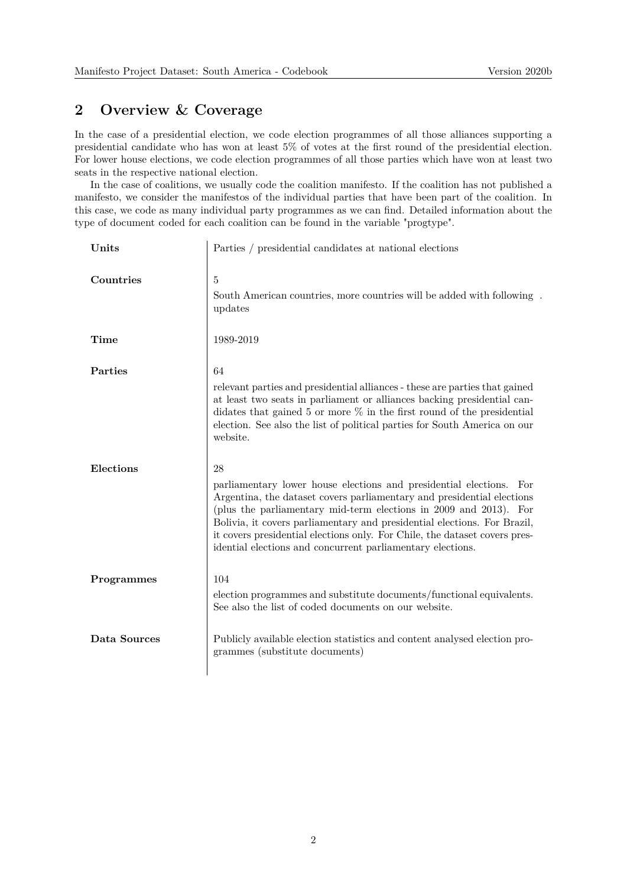## 2 Overview & Coverage

In the case of a presidential election, we code election programmes of all those alliances supporting a presidential candidate who has won at least 5% of votes at the first round of the presidential election. For lower house elections, we code election programmes of all those parties which have won at least two seats in the respective national election.

In the case of coalitions, we usually code the coalition manifesto. If the coalition has not published a manifesto, we consider the manifestos of the individual parties that have been part of the coalition. In this case, we code as many individual party programmes as we can find. Detailed information about the type of document coded for each coalition can be found in the variable "progtype".

| | |
|---|---|
| **Units** | Parties / presidential candidates at national elections |
| **Countries** | 5<br>South American countries, more countries will be added with following . updates |
| **Time** | 1989-2019 |
| **Parties** | 64<br>relevant parties and presidential alliances - these are parties that gained at least two seats in parliament or alliances backing presidential candidates that gained 5 or more % in the first round of the presidential election. See also the list of political parties for South America on our website. |
| **Elections** | 28<br>parliamentary lower house elections and presidential elections. For Argentina, the dataset covers parliamentary and presidential elections (plus the parliamentary mid-term elections in 2009 and 2013). For Bolivia, it covers parliamentary and presidential elections. For Brazil, it covers presidential elections only. For Chile, the dataset covers presidential elections and concurrent parliamentary elections. |
| **Programmes** | 104<br>election programmes and substitute documents/functional equivalents. See also the list of coded documents on our website. |
| **Data Sources** | Publicly available election statistics and content analysed election programmes (substitute documents) |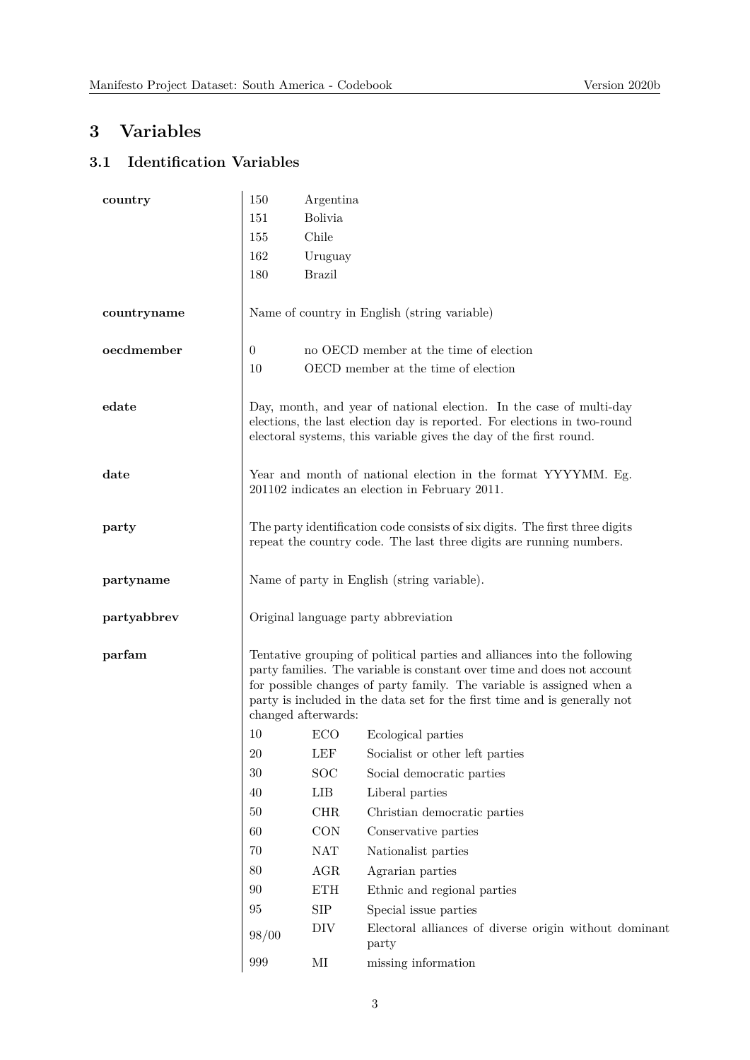# 3 Variables

## 3.1 Identification Variables

| Variable | Description | | |
|---|---|---|---|
| **country** | 150 | Argentina | |
| | 151 | Bolivia | |
| | 155 | Chile | |
| | 162 | Uruguay | |
| | 180 | Brazil | |
| **countryname** | Name of country in English (string variable) | | |
| **oecdmember** | 0 | no OECD member at the time of election | |
| | 10 | OECD member at the time of election | |
| **edate** | Day, month, and year of national election. In the case of multi-day elections, the last election day is reported. For elections in two-round electoral systems, this variable gives the day of the first round. | | |
| **date** | Year and month of national election in the format YYYYMM. Eg. 201102 indicates an election in February 2011. | | |
| **party** | The party identification code consists of six digits. The first three digits repeat the country code. The last three digits are running numbers. | | |
| **partyname** | Name of party in English (string variable). | | |
| **partyabbrev** | Original language party abbreviation | | |
| **parfam** | Tentative grouping of political parties and alliances into the following party families. The variable is constant over time and does not account for possible changes of party family. The variable is assigned when a party is included in the data set for the first time and is generally not changed afterwards: | | |
| | 10 | ECO | Ecological parties |
| | 20 | LEF | Socialist or other left parties |
| | 30 | SOC | Social democratic parties |
| | 40 | LIB | Liberal parties |
| | 50 | CHR | Christian democratic parties |
| | 60 | CON | Conservative parties |
| | 70 | NAT | Nationalist parties |
| | 80 | AGR | Agrarian parties |
| | 90 | ETH | Ethnic and regional parties |
| | 95 | SIP | Special issue parties |
| | 98/00 | DIV | Electoral alliances of diverse origin without dominant party |
| | 999 | MI | missing information |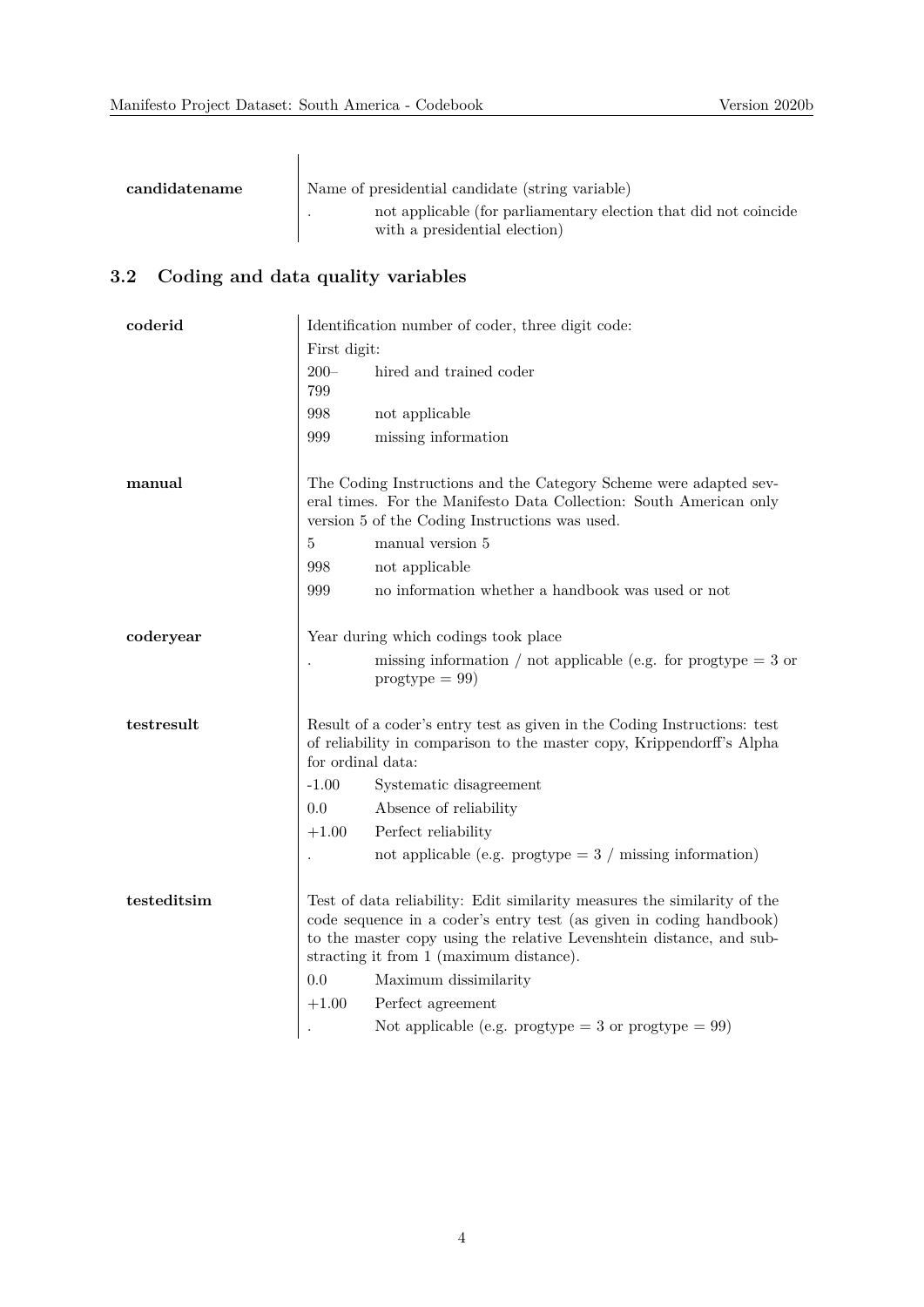| | | |
|---|---|---|
| **candidatename** | Name of presidential candidate (string variable) | |
| | . | not applicable (for parliamentary election that did not coincide with a presidential election) |

## 3.2 Coding and data quality variables

| | | |
|---|---|---|
| **coderid** | Identification number of coder, three digit code: | |
| | First digit: | |
| | 200–799 | hired and trained coder |
| | 998 | not applicable |
| | 999 | missing information |
| **manual** | The Coding Instructions and the Category Scheme were adapted several times. For the Manifesto Data Collection: South American only version 5 of the Coding Instructions was used. | |
| | 5 | manual version 5 |
| | 998 | not applicable |
| | 999 | no information whether a handbook was used or not |
| **coderyear** | Year during which codings took place | |
| | . | missing information / not applicable (e.g. for progtype = 3 or progtype = 99) |
| **testresult** | Result of a coder's entry test as given in the Coding Instructions: test of reliability in comparison to the master copy, Krippendorff's Alpha for ordinal data: | |
| | -1.00 | Systematic disagreement |
| | 0.0 | Absence of reliability |
| | +1.00 | Perfect reliability |
| | . | not applicable (e.g. progtype = 3 / missing information) |
| **testeditsim** | Test of data reliability: Edit similarity measures the similarity of the code sequence in a coder's entry test (as given in coding handbook) to the master copy using the relative Levenshtein distance, and substracting it from 1 (maximum distance). | |
| | 0.0 | Maximum dissimilarity |
| | +1.00 | Perfect agreement |
| | . | Not applicable (e.g. progtype = 3 or progtype = 99) |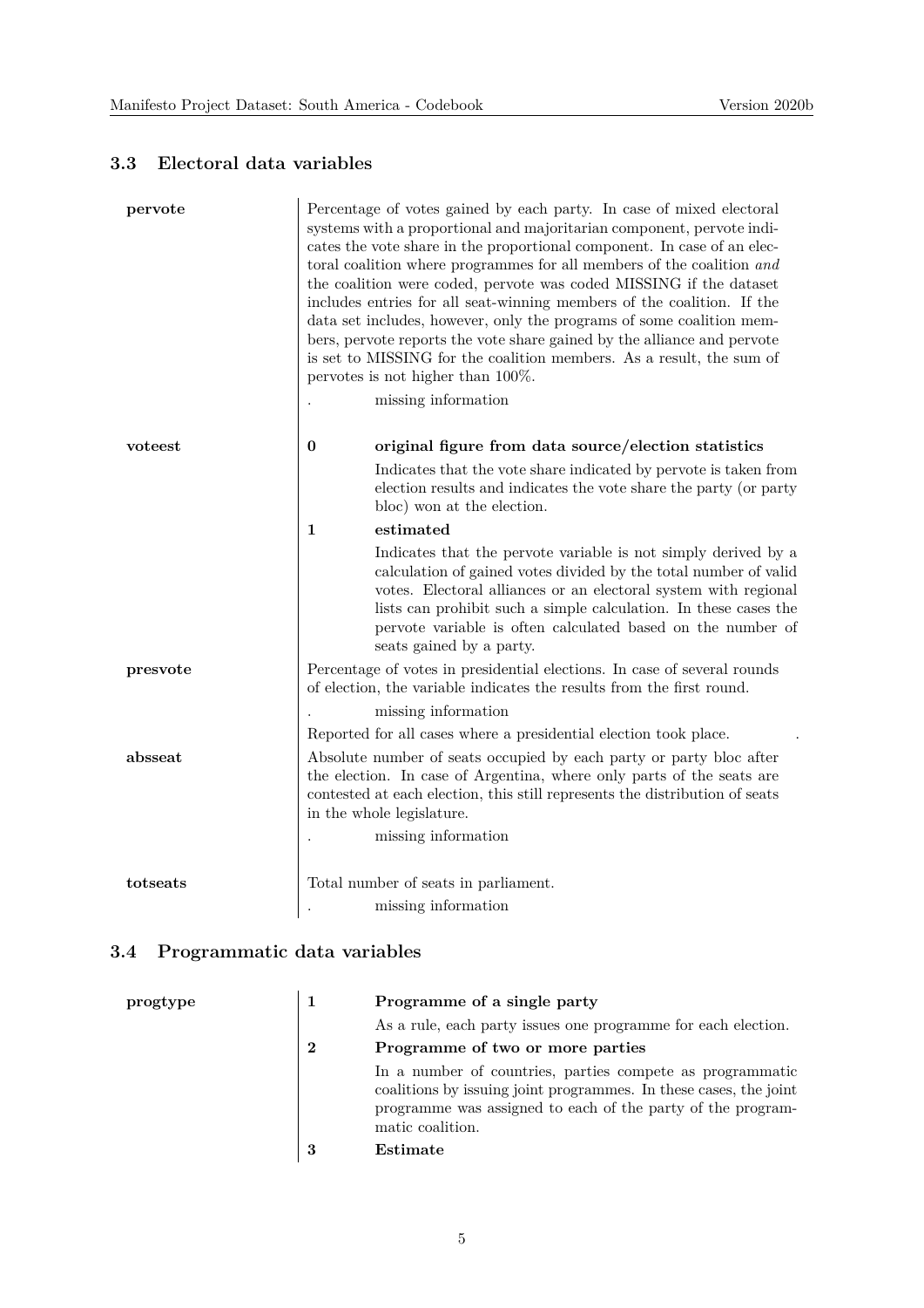### 3.3 Electoral data variables

**pervote**

Percentage of votes gained by each party. In case of mixed electoral systems with a proportional and majoritarian component, pervote indicates the vote share in the proportional component. In case of an electoral coalition where programmes for all members of the coalition *and* the coalition were coded, pervote was coded MISSING if the dataset includes entries for all seat-winning members of the coalition. If the data set includes, however, only the programs of some coalition members, pervote reports the vote share gained by the alliance and pervote is set to MISSING for the coalition members. As a result, the sum of pervotes is not higher than 100%.

- . missing information

**voteest**

- **0 original figure from data source/election statistics**

  Indicates that the vote share indicated by pervote is taken from election results and indicates the vote share the party (or party bloc) won at the election.

- **1 estimated**

  Indicates that the pervote variable is not simply derived by a calculation of gained votes divided by the total number of valid votes. Electoral alliances or an electoral system with regional lists can prohibit such a simple calculation. In these cases the pervote variable is often calculated based on the number of seats gained by a party.

**presvote**

Percentage of votes in presidential elections. In case of several rounds of election, the variable indicates the results from the first round.

- . missing information

Reported for all cases where a presidential election took place. .

**absseat**

Absolute number of seats occupied by each party or party bloc after the election. In case of Argentina, where only parts of the seats are contested at each election, this still represents the distribution of seats in the whole legislature.

- . missing information

**totseats**

Total number of seats in parliament.

- . missing information

### 3.4 Programmatic data variables

**progtype**

- **1 Programme of a single party**

  As a rule, each party issues one programme for each election.

- **2 Programme of two or more parties**

  In a number of countries, parties compete as programmatic coalitions by issuing joint programmes. In these cases, the joint programme was assigned to each of the party of the programmatic coalition.

- **3 Estimate**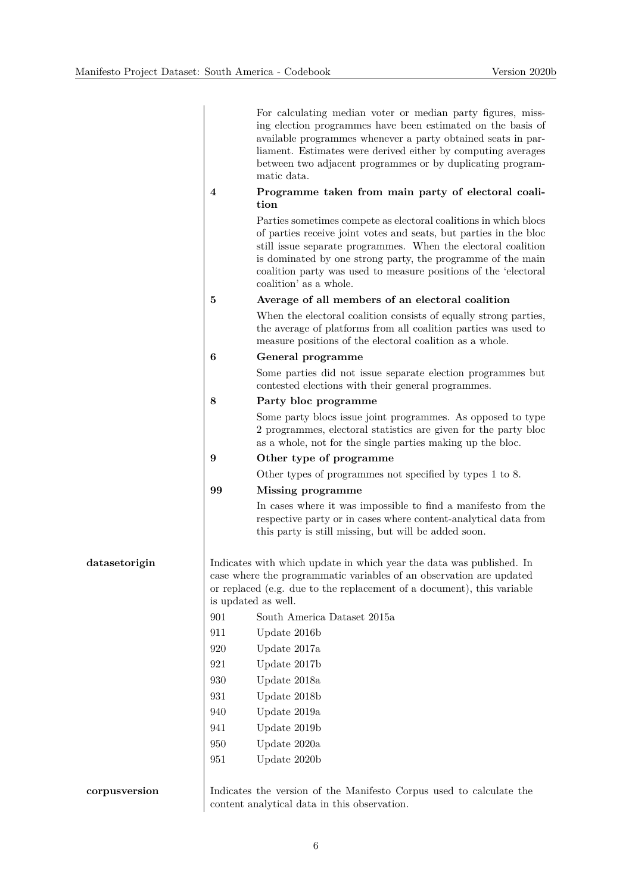For calculating median voter or median party figures, missing election programmes have been estimated on the basis of available programmes whenever a party obtained seats in parliament. Estimates were derived either by computing averages between two adjacent programmes or by duplicating programmatic data.

**4** **Programme taken from main party of electoral coalition**

Parties sometimes compete as electoral coalitions in which blocs of parties receive joint votes and seats, but parties in the bloc still issue separate programmes. When the electoral coalition is dominated by one strong party, the programme of the main coalition party was used to measure positions of the 'electoral coalition' as a whole.

**5** **Average of all members of an electoral coalition**

When the electoral coalition consists of equally strong parties, the average of platforms from all coalition parties was used to measure positions of the electoral coalition as a whole.

**6** **General programme**

Some parties did not issue separate election programmes but contested elections with their general programmes.

**8** **Party bloc programme**

Some party blocs issue joint programmes. As opposed to type 2 programmes, electoral statistics are given for the party bloc as a whole, not for the single parties making up the bloc.

**9** **Other type of programme**

Other types of programmes not specified by types 1 to 8.

**99** **Missing programme**

In cases where it was impossible to find a manifesto from the respective party or in cases where content-analytical data from this party is still missing, but will be added soon.

**datasetorigin**

Indicates with which update in which year the data was published. In case where the programmatic variables of an observation are updated or replaced (e.g. due to the replacement of a document), this variable is updated as well.

- 901 South America Dataset 2015a
- 911 Update 2016b
- 920 Update 2017a
- 921 Update 2017b
- 930 Update 2018a
- 931 Update 2018b
- 940 Update 2019a
- 941 Update 2019b
- 950 Update 2020a
- 951 Update 2020b

**corpusversion**

Indicates the version of the Manifesto Corpus used to calculate the content analytical data in this observation.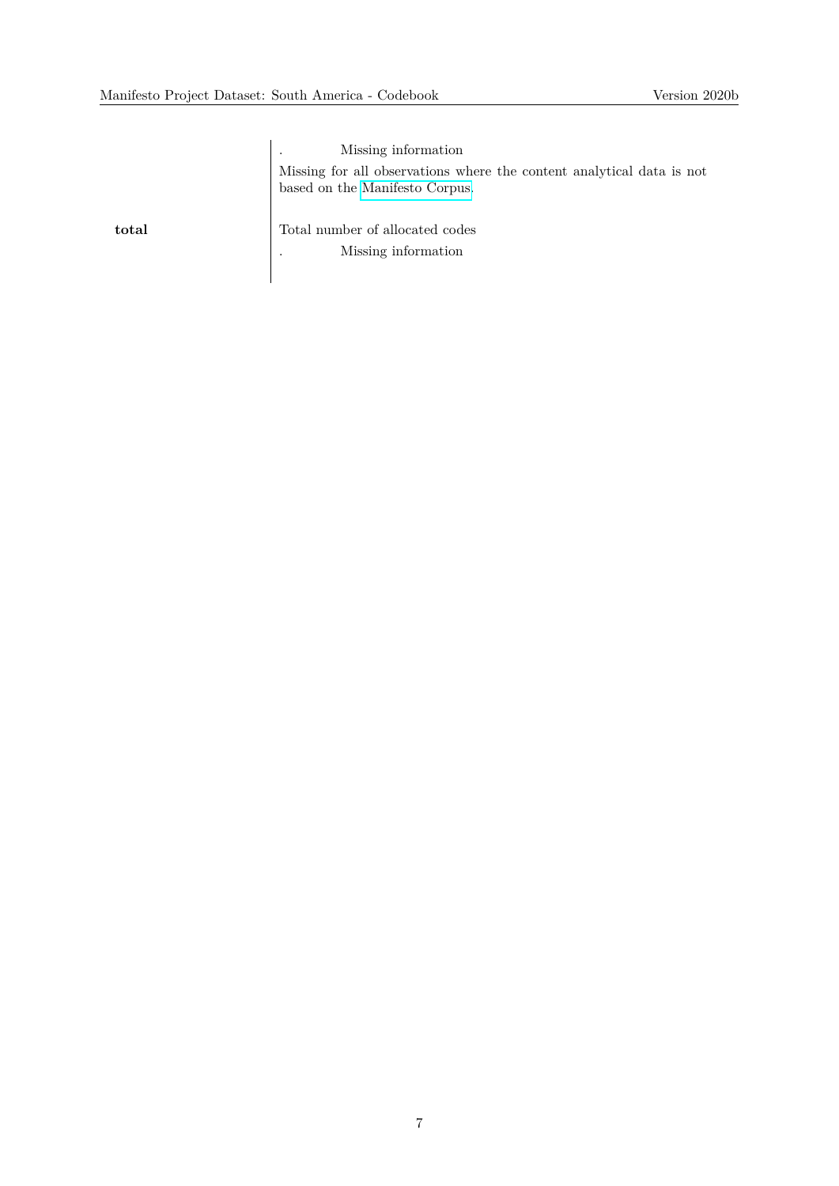| | |
|---|---|
| | . Missing information<br>Missing for all observations where the content analytical data is not based on the Manifesto Corpus. |
| **total** | Total number of allocated codes<br>. Missing information |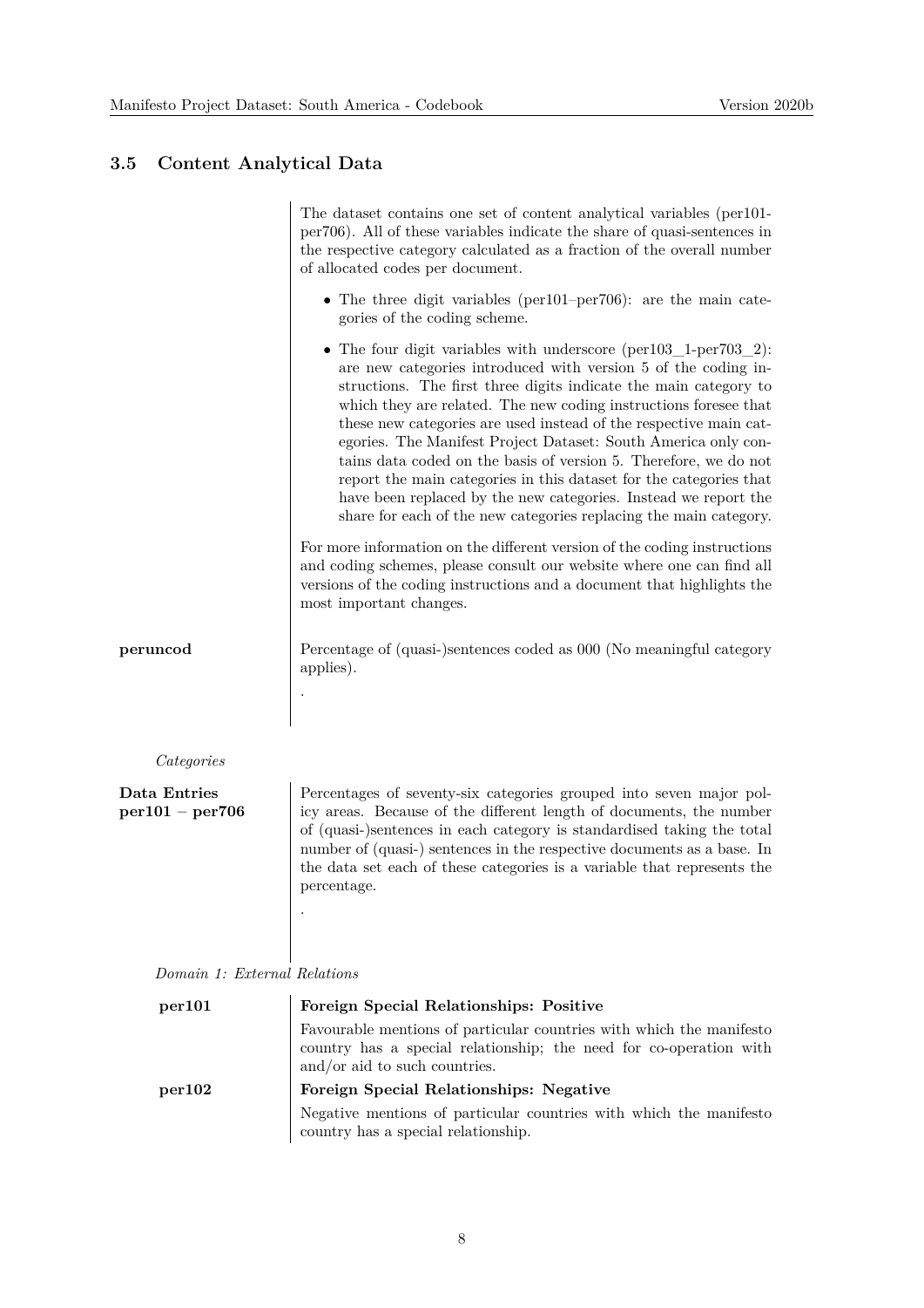### 3.5 Content Analytical Data

The dataset contains one set of content analytical variables (per101-per706). All of these variables indicate the share of quasi-sentences in the respective category calculated as a fraction of the overall number of allocated codes per document.

- The three digit variables (per101–per706): are the main categories of the coding scheme.
- The four digit variables with underscore (per103_1-per703_2): are new categories introduced with version 5 of the coding instructions. The first three digits indicate the main category to which they are related. The new coding instructions foresee that these new categories are used instead of the respective main categories. The Manifest Project Dataset: South America only contains data coded on the basis of version 5. Therefore, we do not report the main categories in this dataset for the categories that have been replaced by the new categories. Instead we report the share for each of the new categories replacing the main category.

For more information on the different version of the coding instructions and coding schemes, please consult our website where one can find all versions of the coding instructions and a document that highlights the most important changes.

**peruncod**

Percentage of (quasi-)sentences coded as 000 (No meaningful category applies).

.

*Categories*

**Data Entries per101 – per706**

Percentages of seventy-six categories grouped into seven major policy areas. Because of the different length of documents, the number of (quasi-)sentences in each category is standardised taking the total number of (quasi-) sentences in the respective documents as a base. In the data set each of these categories is a variable that represents the percentage.

.

*Domain 1: External Relations*

**per101**

**Foreign Special Relationships: Positive**

Favourable mentions of particular countries with which the manifesto country has a special relationship; the need for co-operation with and/or aid to such countries.

**per102**

**Foreign Special Relationships: Negative**

Negative mentions of particular countries with which the manifesto country has a special relationship.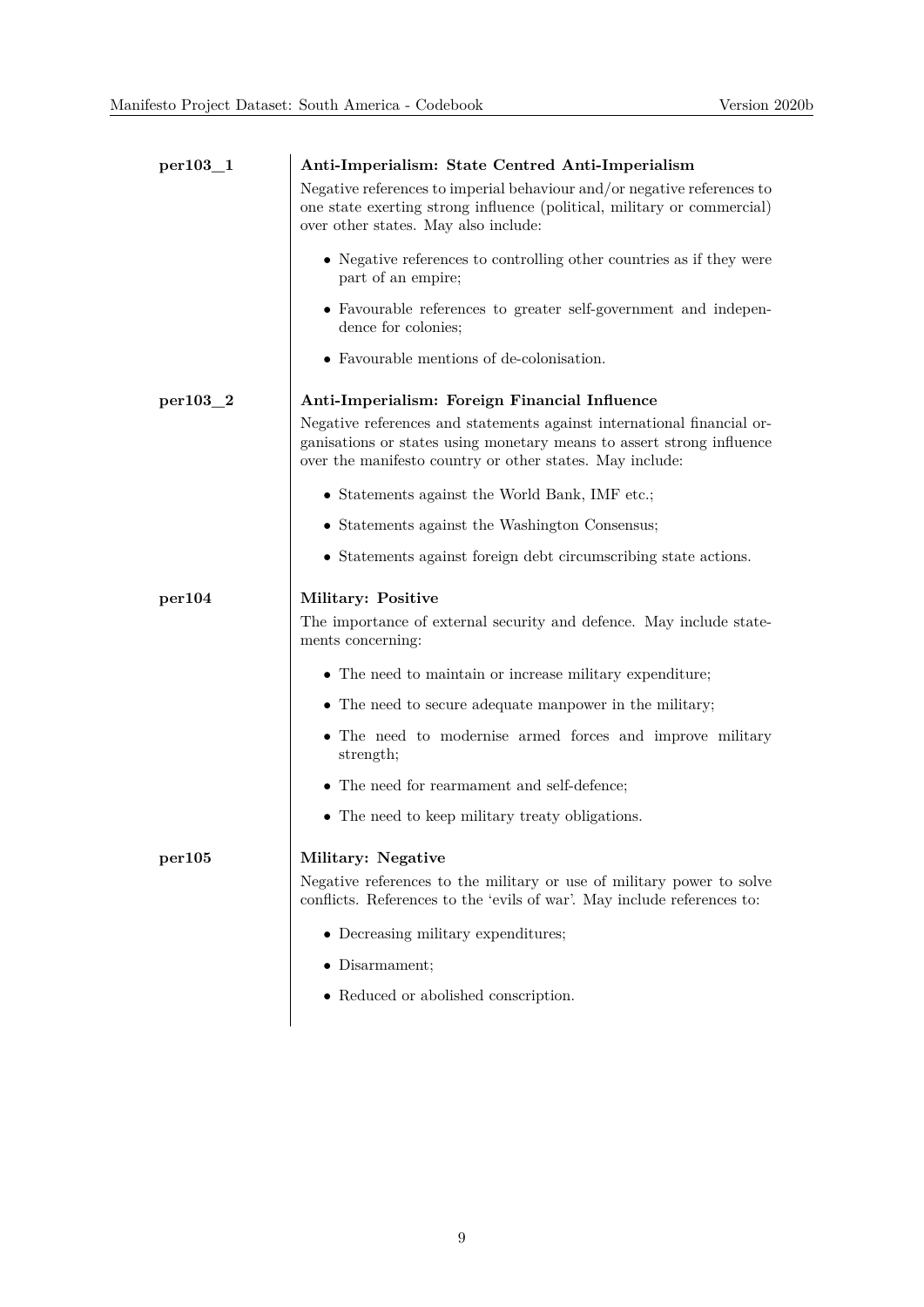**per103_1** **Anti-Imperialism: State Centred Anti-Imperialism**

Negative references to imperial behaviour and/or negative references to one state exerting strong influence (political, military or commercial) over other states. May also include:

- Negative references to controlling other countries as if they were part of an empire;
- Favourable references to greater self-government and independence for colonies;
- Favourable mentions of de-colonisation.

**per103_2** **Anti-Imperialism: Foreign Financial Influence**

Negative references and statements against international financial organisations or states using monetary means to assert strong influence over the manifesto country or other states. May include:

- Statements against the World Bank, IMF etc.;
- Statements against the Washington Consensus;
- Statements against foreign debt circumscribing state actions.

**per104** **Military: Positive**

The importance of external security and defence. May include statements concerning:

- The need to maintain or increase military expenditure;
- The need to secure adequate manpower in the military;
- The need to modernise armed forces and improve military strength;
- The need for rearmament and self-defence;
- The need to keep military treaty obligations.

**per105** **Military: Negative**

Negative references to the military or use of military power to solve conflicts. References to the 'evils of war'. May include references to:

- Decreasing military expenditures;
- Disarmament;
- Reduced or abolished conscription.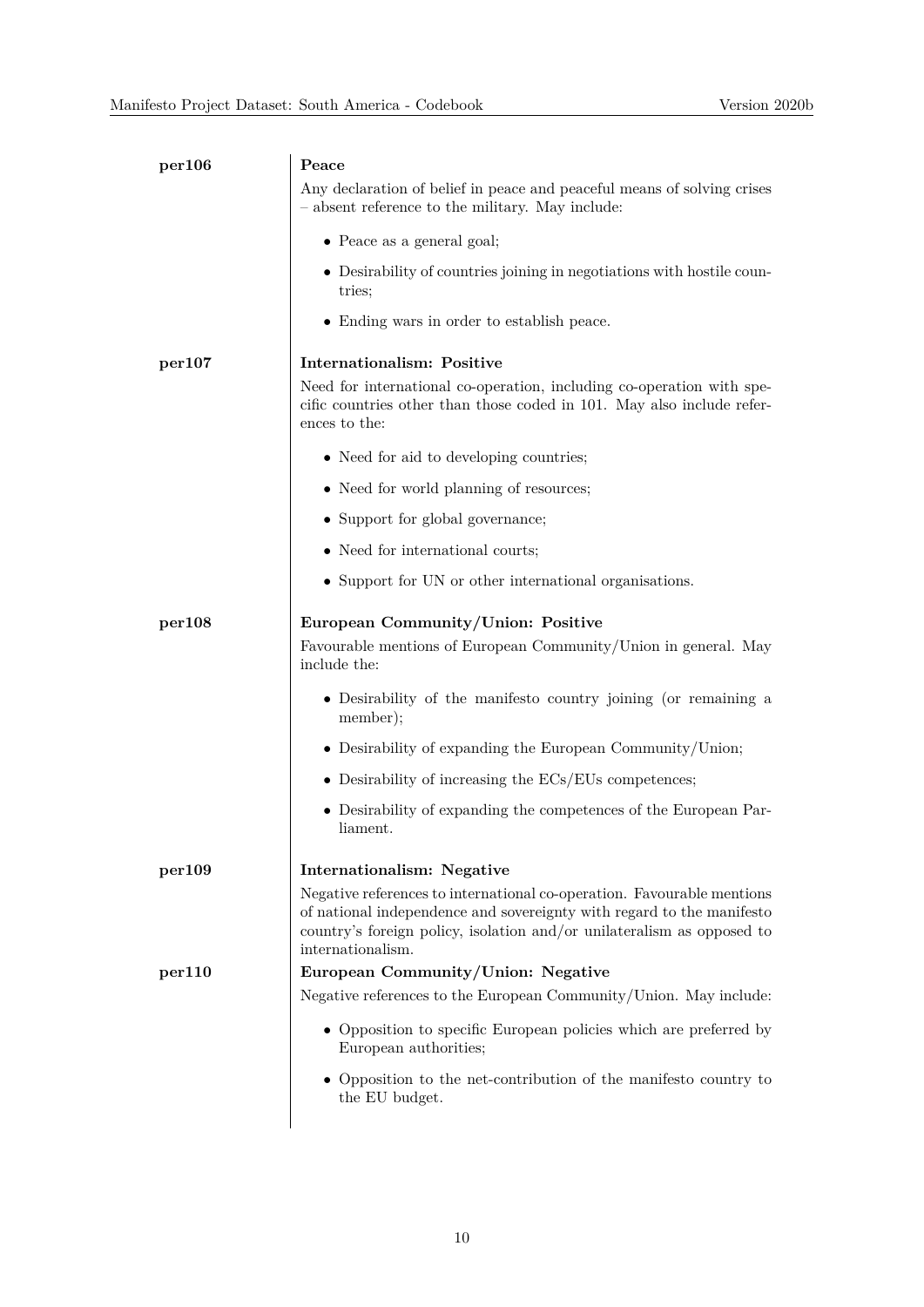**per106** | **Peace**

Any declaration of belief in peace and peaceful means of solving crises – absent reference to the military. May include:

- Peace as a general goal;
- Desirability of countries joining in negotiations with hostile countries;
- Ending wars in order to establish peace.

**per107** | **Internationalism: Positive**

Need for international co-operation, including co-operation with specific countries other than those coded in 101. May also include references to the:

- Need for aid to developing countries;
- Need for world planning of resources;
- Support for global governance;
- Need for international courts;
- Support for UN or other international organisations.

**per108** | **European Community/Union: Positive**

Favourable mentions of European Community/Union in general. May include the:

- Desirability of the manifesto country joining (or remaining a member);
- Desirability of expanding the European Community/Union;
- Desirability of increasing the ECs/EUs competences;
- Desirability of expanding the competences of the European Parliament.

**per109** | **Internationalism: Negative**

Negative references to international co-operation. Favourable mentions of national independence and sovereignty with regard to the manifesto country's foreign policy, isolation and/or unilateralism as opposed to internationalism.

**per110** | **European Community/Union: Negative**

Negative references to the European Community/Union. May include:

- Opposition to specific European policies which are preferred by European authorities;
- Opposition to the net-contribution of the manifesto country to the EU budget.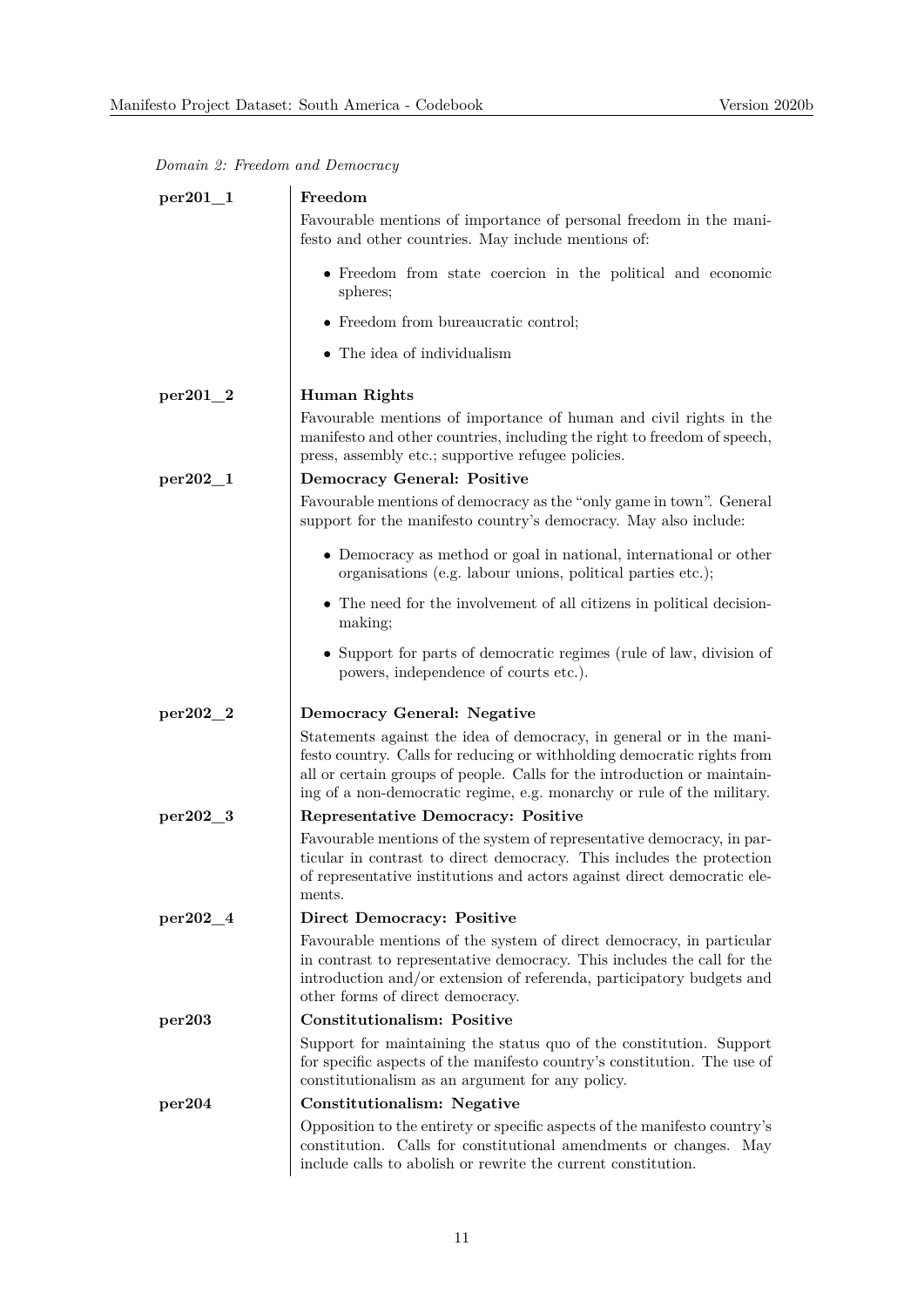*Domain 2: Freedom and Democracy*

**per201_1** — **Freedom**

Favourable mentions of importance of personal freedom in the manifesto and other countries. May include mentions of:

- Freedom from state coercion in the political and economic spheres;
- Freedom from bureaucratic control;
- The idea of individualism

**per201_2** — **Human Rights**

Favourable mentions of importance of human and civil rights in the manifesto and other countries, including the right to freedom of speech, press, assembly etc.; supportive refugee policies.

**per202_1** — **Democracy General: Positive**

Favourable mentions of democracy as the "only game in town". General support for the manifesto country's democracy. May also include:

- Democracy as method or goal in national, international or other organisations (e.g. labour unions, political parties etc.);
- The need for the involvement of all citizens in political decision-making;
- Support for parts of democratic regimes (rule of law, division of powers, independence of courts etc.).

**per202_2** — **Democracy General: Negative**

Statements against the idea of democracy, in general or in the manifesto country. Calls for reducing or withholding democratic rights from all or certain groups of people. Calls for the introduction or maintaining of a non-democratic regime, e.g. monarchy or rule of the military.

**per202_3** — **Representative Democracy: Positive**

Favourable mentions of the system of representative democracy, in particular in contrast to direct democracy. This includes the protection of representative institutions and actors against direct democratic elements.

**per202_4** — **Direct Democracy: Positive**

Favourable mentions of the system of direct democracy, in particular in contrast to representative democracy. This includes the call for the introduction and/or extension of referenda, participatory budgets and other forms of direct democracy.

**per203** — **Constitutionalism: Positive**

Support for maintaining the status quo of the constitution. Support for specific aspects of the manifesto country's constitution. The use of constitutionalism as an argument for any policy.

**per204** — **Constitutionalism: Negative**

Opposition to the entirety or specific aspects of the manifesto country's constitution. Calls for constitutional amendments or changes. May include calls to abolish or rewrite the current constitution.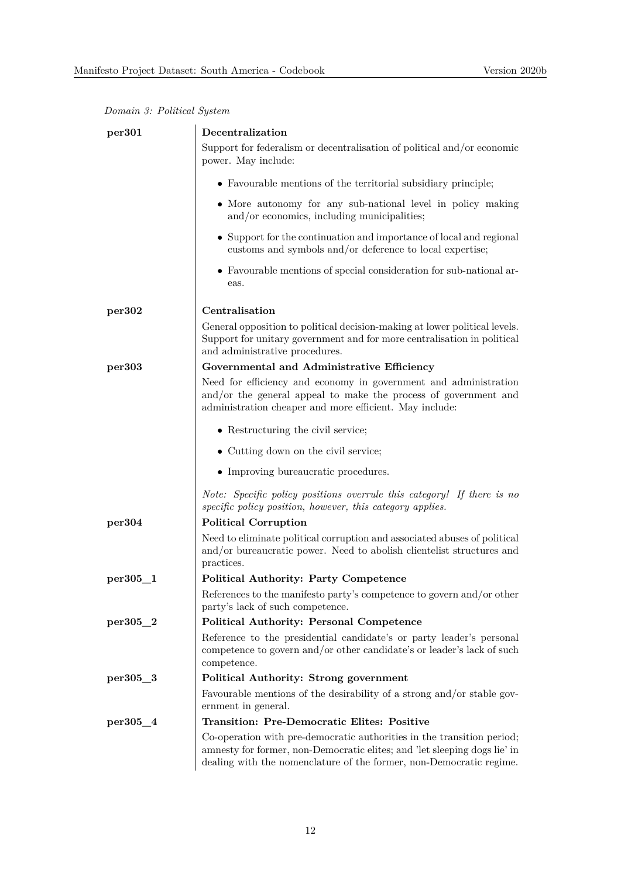*Domain 3: Political System*

**per301** — **Decentralization**

Support for federalism or decentralisation of political and/or economic power. May include:

- Favourable mentions of the territorial subsidiary principle;
- More autonomy for any sub-national level in policy making and/or economics, including municipalities;
- Support for the continuation and importance of local and regional customs and symbols and/or deference to local expertise;
- Favourable mentions of special consideration for sub-national areas.

**per302** — **Centralisation**

General opposition to political decision-making at lower political levels. Support for unitary government and for more centralisation in political and administrative procedures.

**per303** — **Governmental and Administrative Efficiency**

Need for efficiency and economy in government and administration and/or the general appeal to make the process of government and administration cheaper and more efficient. May include:

- Restructuring the civil service;
- Cutting down on the civil service;
- Improving bureaucratic procedures.

*Note: Specific policy positions overrule this category! If there is no specific policy position, however, this category applies.*

**per304** — **Political Corruption**

Need to eliminate political corruption and associated abuses of political and/or bureaucratic power. Need to abolish clientelist structures and practices.

**per305_1** — **Political Authority: Party Competence**

References to the manifesto party's competence to govern and/or other party's lack of such competence.

**per305_2** — **Political Authority: Personal Competence**

Reference to the presidential candidate's or party leader's personal competence to govern and/or other candidate's or leader's lack of such competence.

**per305_3** — **Political Authority: Strong government**

Favourable mentions of the desirability of a strong and/or stable government in general.

**per305_4** — **Transition: Pre-Democratic Elites: Positive**

Co-operation with pre-democratic authorities in the transition period; amnesty for former, non-Democratic elites; and 'let sleeping dogs lie' in dealing with the nomenclature of the former, non-Democratic regime.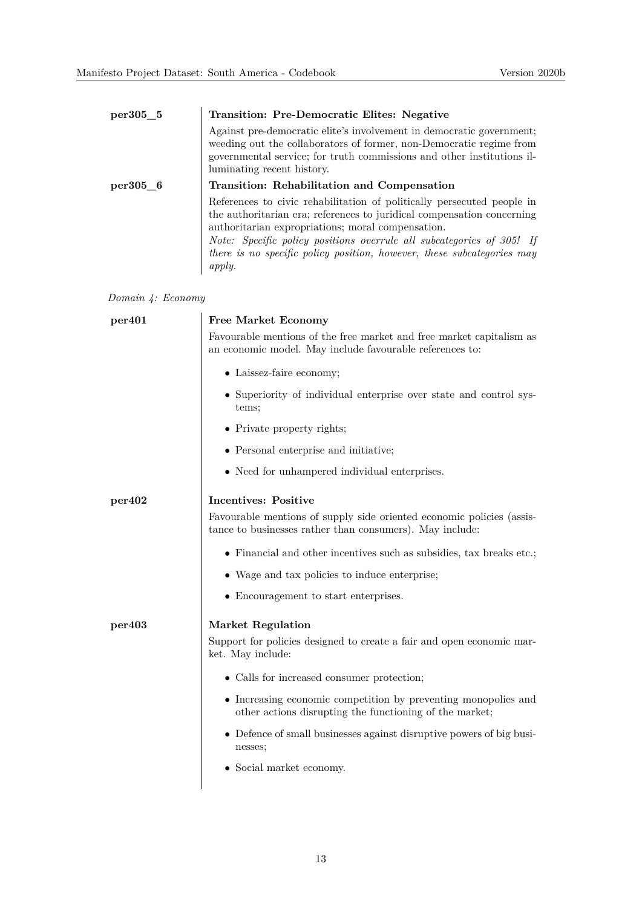**per305_5** **Transition: Pre-Democratic Elites: Negative**

Against pre-democratic elite's involvement in democratic government; weeding out the collaborators of former, non-Democratic regime from governmental service; for truth commissions and other institutions illuminating recent history.

**per305_6** **Transition: Rehabilitation and Compensation**

References to civic rehabilitation of politically persecuted people in the authoritarian era; references to juridical compensation concerning authoritarian expropriations; moral compensation.
*Note: Specific policy positions overrule all subcategories of 305! If there is no specific policy position, however, these subcategories may apply.*

*Domain 4: Economy*

**per401** **Free Market Economy**

Favourable mentions of the free market and free market capitalism as an economic model. May include favourable references to:

- Laissez-faire economy;
- Superiority of individual enterprise over state and control systems;
- Private property rights;
- Personal enterprise and initiative;
- Need for unhampered individual enterprises.

**per402** **Incentives: Positive**

Favourable mentions of supply side oriented economic policies (assistance to businesses rather than consumers). May include:

- Financial and other incentives such as subsidies, tax breaks etc.;
- Wage and tax policies to induce enterprise;
- Encouragement to start enterprises.

**per403** **Market Regulation**

Support for policies designed to create a fair and open economic market. May include:

- Calls for increased consumer protection;
- Increasing economic competition by preventing monopolies and other actions disrupting the functioning of the market;
- Defence of small businesses against disruptive powers of big businesses;
- Social market economy.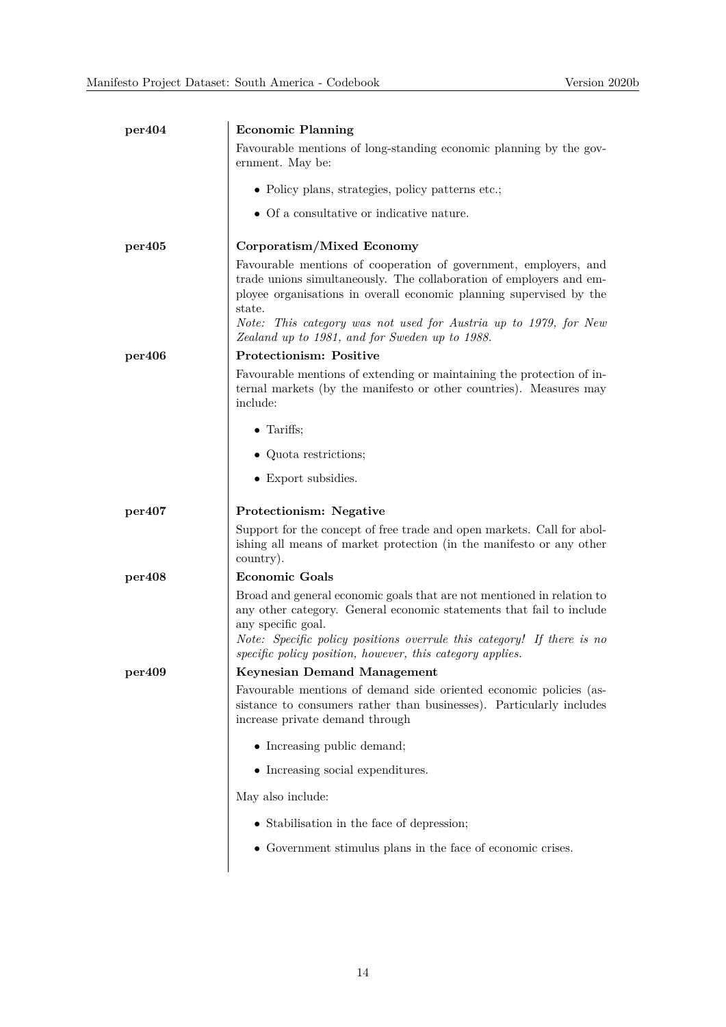**per404** **Economic Planning**

Favourable mentions of long-standing economic planning by the government. May be:

- Policy plans, strategies, policy patterns etc.;
- Of a consultative or indicative nature.

**per405** **Corporatism/Mixed Economy**

Favourable mentions of cooperation of government, employers, and trade unions simultaneously. The collaboration of employers and employee organisations in overall economic planning supervised by the state.
*Note: This category was not used for Austria up to 1979, for New Zealand up to 1981, and for Sweden up to 1988.*

**per406** **Protectionism: Positive**

Favourable mentions of extending or maintaining the protection of internal markets (by the manifesto or other countries). Measures may include:

- Tariffs;
- Quota restrictions;
- Export subsidies.

**per407** **Protectionism: Negative**

Support for the concept of free trade and open markets. Call for abolishing all means of market protection (in the manifesto or any other country).

**per408** **Economic Goals**

Broad and general economic goals that are not mentioned in relation to any other category. General economic statements that fail to include any specific goal.
*Note: Specific policy positions overrule this category! If there is no specific policy position, however, this category applies.*

**per409** **Keynesian Demand Management**

Favourable mentions of demand side oriented economic policies (assistance to consumers rather than businesses). Particularly includes increase private demand through

- Increasing public demand;
- Increasing social expenditures.

May also include:

- Stabilisation in the face of depression;
- Government stimulus plans in the face of economic crises.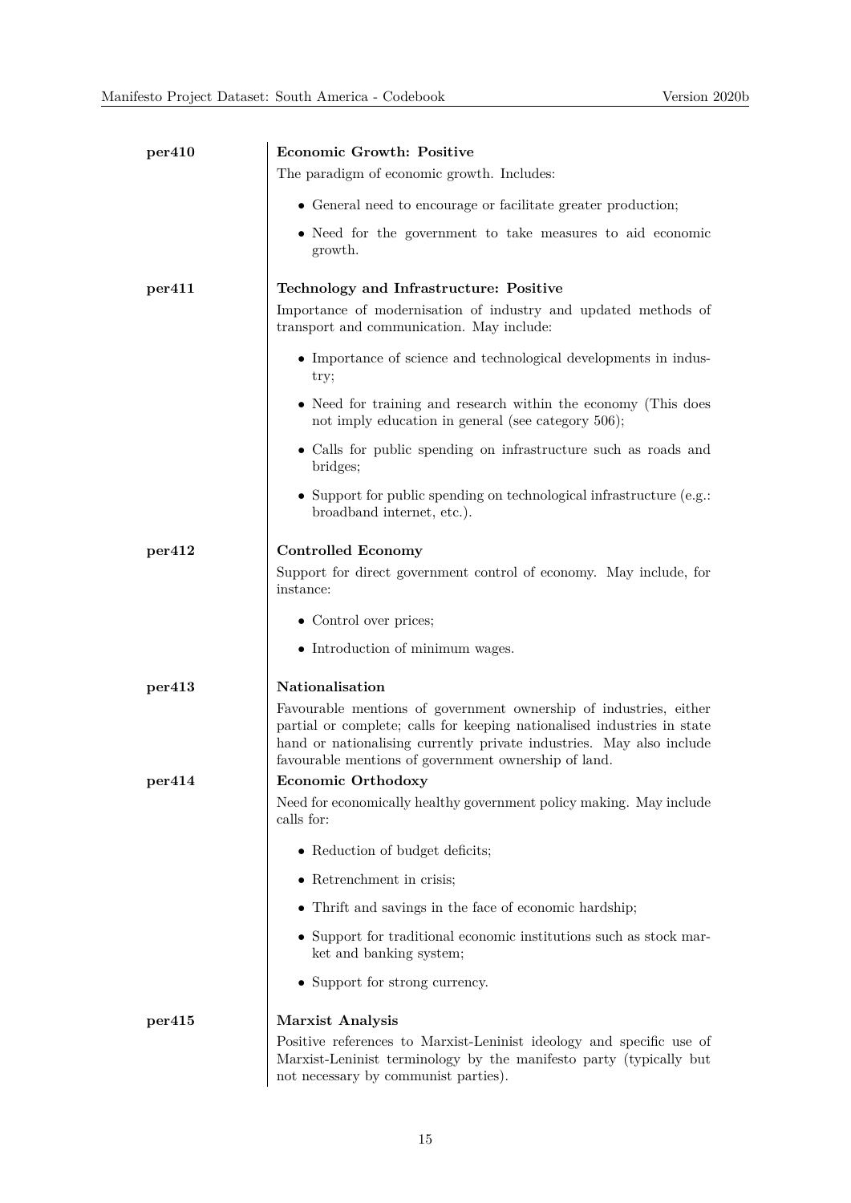**per410** — **Economic Growth: Positive**

The paradigm of economic growth. Includes:

- General need to encourage or facilitate greater production;
- Need for the government to take measures to aid economic growth.

**per411** — **Technology and Infrastructure: Positive**

Importance of modernisation of industry and updated methods of transport and communication. May include:

- Importance of science and technological developments in industry;
- Need for training and research within the economy (This does not imply education in general (see category 506);
- Calls for public spending on infrastructure such as roads and bridges;
- Support for public spending on technological infrastructure (e.g.: broadband internet, etc.).

**per412** — **Controlled Economy**

Support for direct government control of economy. May include, for instance:

- Control over prices;
- Introduction of minimum wages.

**per413** — **Nationalisation**

Favourable mentions of government ownership of industries, either partial or complete; calls for keeping nationalised industries in state hand or nationalising currently private industries. May also include favourable mentions of government ownership of land.

**per414** — **Economic Orthodoxy**

Need for economically healthy government policy making. May include calls for:

- Reduction of budget deficits;
- Retrenchment in crisis;
- Thrift and savings in the face of economic hardship;
- Support for traditional economic institutions such as stock market and banking system;
- Support for strong currency.

**per415** — **Marxist Analysis**

Positive references to Marxist-Leninist ideology and specific use of Marxist-Leninist terminology by the manifesto party (typically but not necessary by communist parties).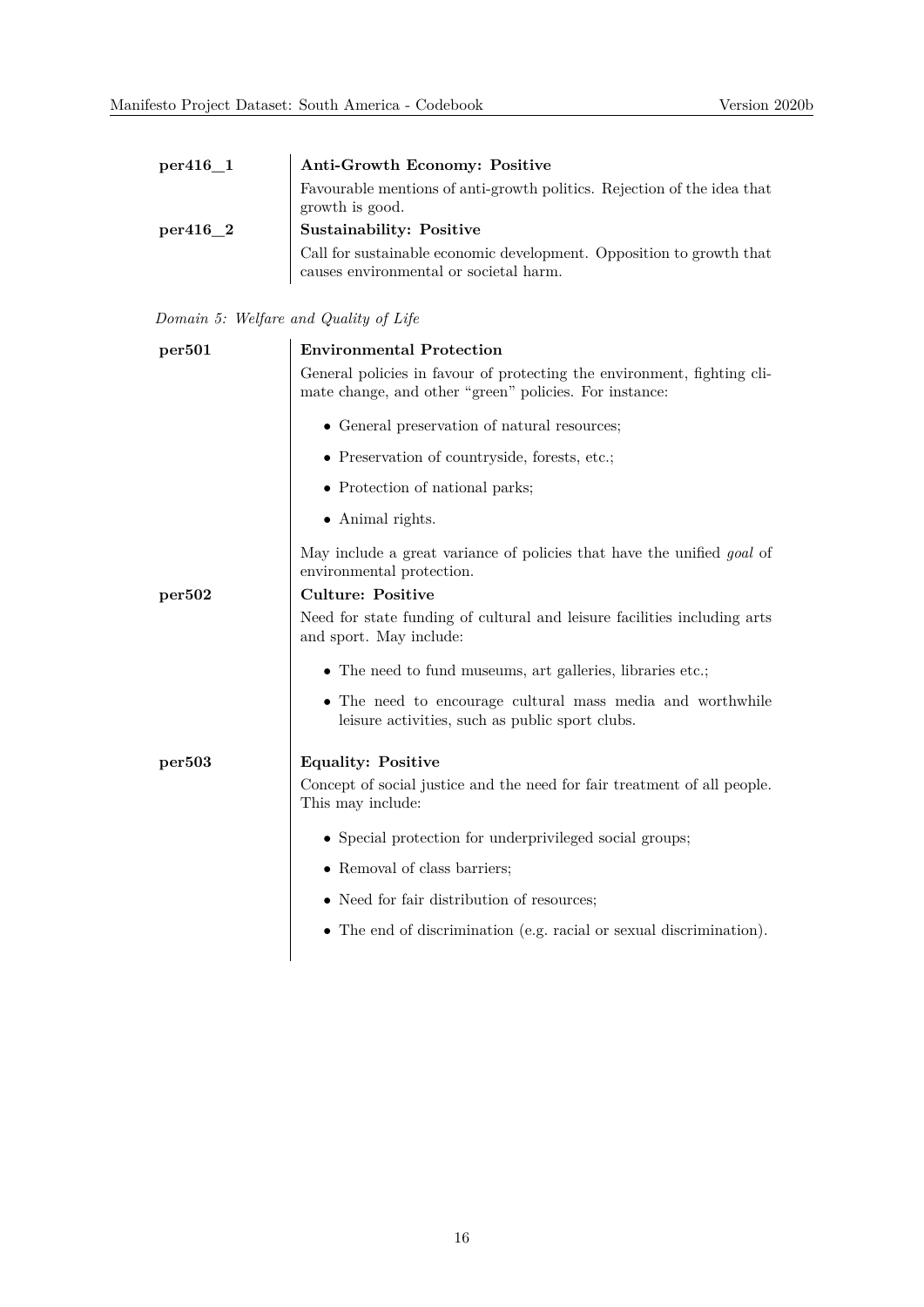**per416_1** — **Anti-Growth Economy: Positive**

Favourable mentions of anti-growth politics. Rejection of the idea that growth is good.

**per416_2** — **Sustainability: Positive**

Call for sustainable economic development. Opposition to growth that causes environmental or societal harm.

*Domain 5: Welfare and Quality of Life*

**per501** — **Environmental Protection**

General policies in favour of protecting the environment, fighting climate change, and other "green" policies. For instance:

- General preservation of natural resources;
- Preservation of countryside, forests, etc.;
- Protection of national parks;
- Animal rights.

May include a great variance of policies that have the unified *goal* of environmental protection.

**per502** — **Culture: Positive**

Need for state funding of cultural and leisure facilities including arts and sport. May include:

- The need to fund museums, art galleries, libraries etc.;
- The need to encourage cultural mass media and worthwhile leisure activities, such as public sport clubs.

**per503** — **Equality: Positive**

Concept of social justice and the need for fair treatment of all people. This may include:

- Special protection for underprivileged social groups;
- Removal of class barriers;
- Need for fair distribution of resources;
- The end of discrimination (e.g. racial or sexual discrimination).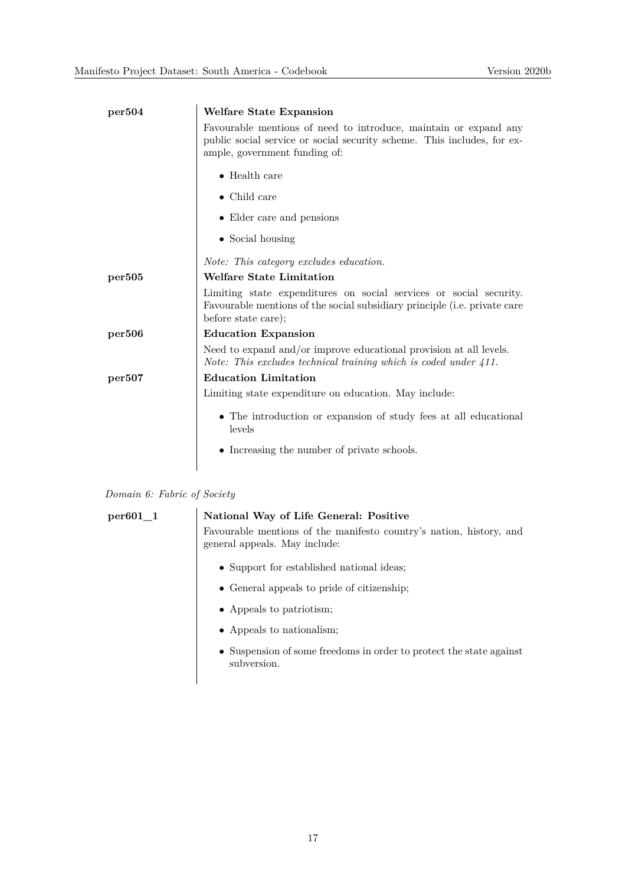**per504** **Welfare State Expansion**

Favourable mentions of need to introduce, maintain or expand any public social service or social security scheme. This includes, for example, government funding of:

- Health care
- Child care
- Elder care and pensions
- Social housing

*Note: This category excludes education.*

**per505** **Welfare State Limitation**

Limiting state expenditures on social services or social security. Favourable mentions of the social subsidiary principle (i.e. private care before state care);

**per506** **Education Expansion**

Need to expand and/or improve educational provision at all levels.
*Note: This excludes technical training which is coded under 411.*

**per507** **Education Limitation**

Limiting state expenditure on education. May include:

- The introduction or expansion of study fees at all educational levels
- Increasing the number of private schools.

*Domain 6: Fabric of Society*

**per601_1** **National Way of Life General: Positive**

Favourable mentions of the manifesto country's nation, history, and general appeals. May include:

- Support for established national ideas;
- General appeals to pride of citizenship;
- Appeals to patriotism;
- Appeals to nationalism;
- Suspension of some freedoms in order to protect the state against subversion.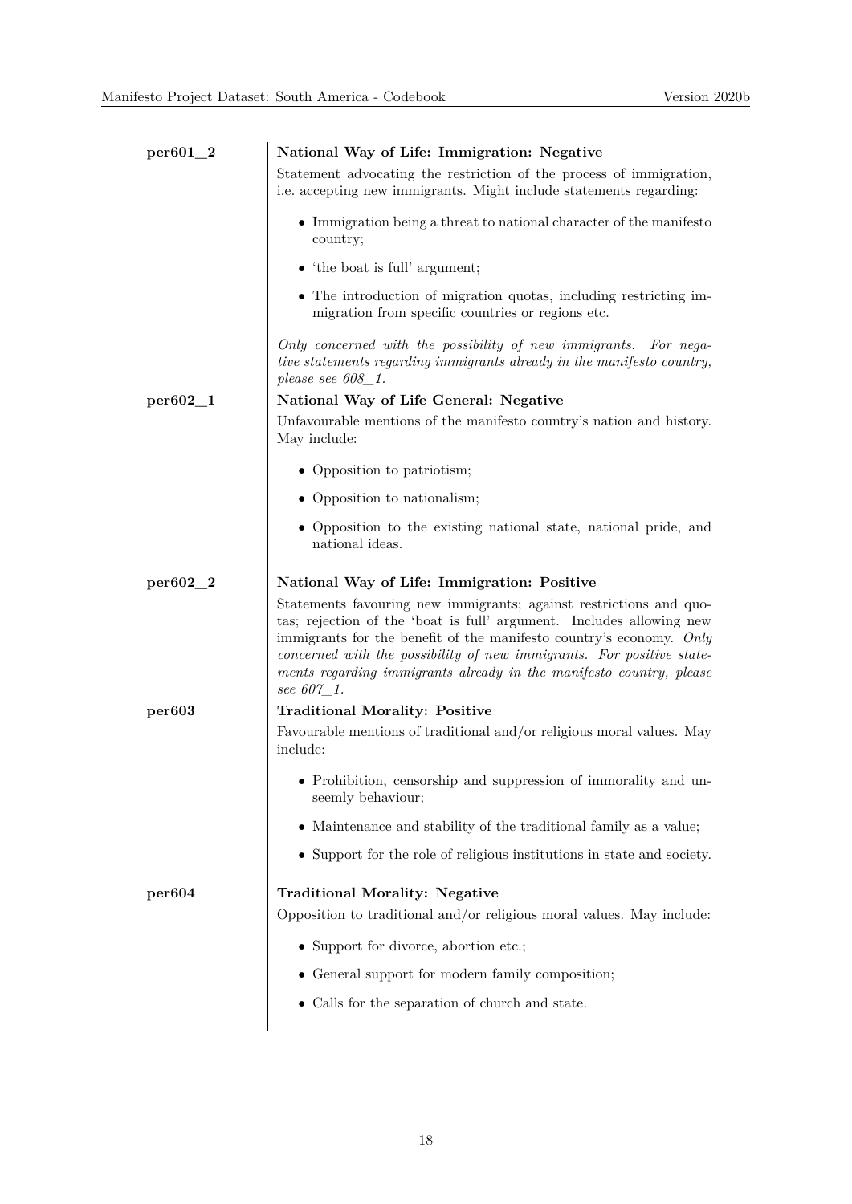**per601_2** — **National Way of Life: Immigration: Negative**

Statement advocating the restriction of the process of immigration, i.e. accepting new immigrants. Might include statements regarding:

- Immigration being a threat to national character of the manifesto country;
- 'the boat is full' argument;
- The introduction of migration quotas, including restricting immigration from specific countries or regions etc.

*Only concerned with the possibility of new immigrants. For negative statements regarding immigrants already in the manifesto country, please see 608_1.*

**per602_1** — **National Way of Life General: Negative**

Unfavourable mentions of the manifesto country's nation and history. May include:

- Opposition to patriotism;
- Opposition to nationalism;
- Opposition to the existing national state, national pride, and national ideas.

**per602_2** — **National Way of Life: Immigration: Positive**

Statements favouring new immigrants; against restrictions and quotas; rejection of the 'boat is full' argument. Includes allowing new immigrants for the benefit of the manifesto country's economy. *Only concerned with the possibility of new immigrants. For positive statements regarding immigrants already in the manifesto country, please see 607_1.*

**per603** — **Traditional Morality: Positive**

Favourable mentions of traditional and/or religious moral values. May include:

- Prohibition, censorship and suppression of immorality and unseemly behaviour;
- Maintenance and stability of the traditional family as a value;
- Support for the role of religious institutions in state and society.

**per604** — **Traditional Morality: Negative**

Opposition to traditional and/or religious moral values. May include:

- Support for divorce, abortion etc.;
- General support for modern family composition;
- Calls for the separation of church and state.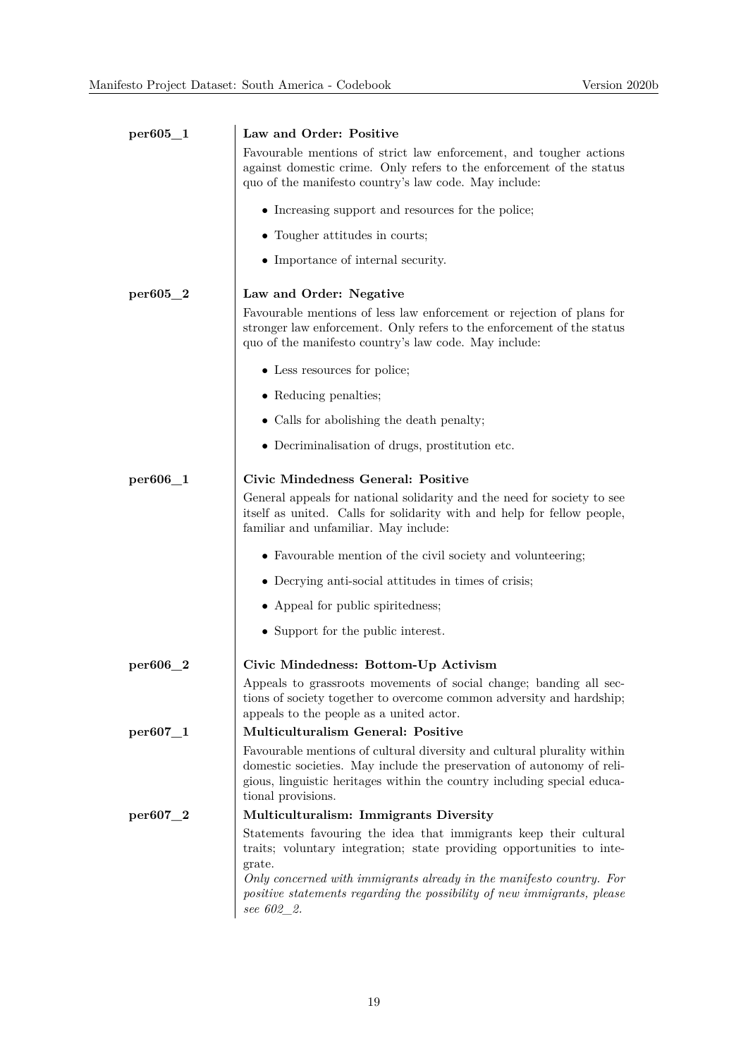**per605_1**

**Law and Order: Positive**

Favourable mentions of strict law enforcement, and tougher actions against domestic crime. Only refers to the enforcement of the status quo of the manifesto country's law code. May include:

- Increasing support and resources for the police;
- Tougher attitudes in courts;
- Importance of internal security.

**per605_2**

**Law and Order: Negative**

Favourable mentions of less law enforcement or rejection of plans for stronger law enforcement. Only refers to the enforcement of the status quo of the manifesto country's law code. May include:

- Less resources for police;
- Reducing penalties;
- Calls for abolishing the death penalty;
- Decriminalisation of drugs, prostitution etc.

**per606_1**

**Civic Mindedness General: Positive**

General appeals for national solidarity and the need for society to see itself as united. Calls for solidarity with and help for fellow people, familiar and unfamiliar. May include:

- Favourable mention of the civil society and volunteering;
- Decrying anti-social attitudes in times of crisis;
- Appeal for public spiritedness;
- Support for the public interest.

**per606_2**

**Civic Mindedness: Bottom-Up Activism**

Appeals to grassroots movements of social change; banding all sections of society together to overcome common adversity and hardship; appeals to the people as a united actor.

**per607_1**

**Multiculturalism General: Positive**

Favourable mentions of cultural diversity and cultural plurality within domestic societies. May include the preservation of autonomy of religious, linguistic heritages within the country including special educational provisions.

**per607_2**

**Multiculturalism: Immigrants Diversity**

Statements favouring the idea that immigrants keep their cultural traits; voluntary integration; state providing opportunities to integrate.

*Only concerned with immigrants already in the manifesto country. For positive statements regarding the possibility of new immigrants, please see 602_2.*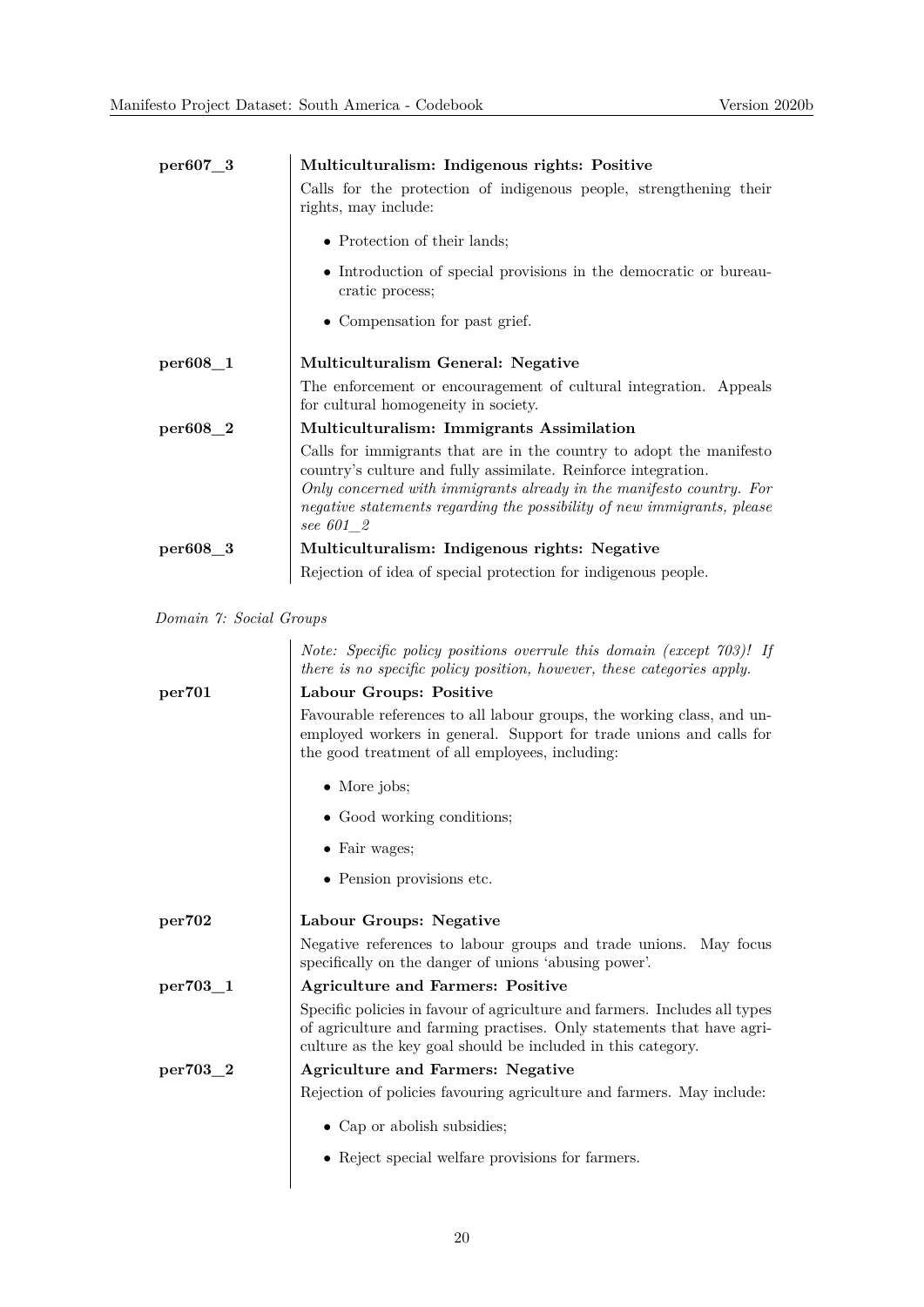**per607_3** — **Multiculturalism: Indigenous rights: Positive**

Calls for the protection of indigenous people, strengthening their rights, may include:

- Protection of their lands;
- Introduction of special provisions in the democratic or bureaucratic process;
- Compensation for past grief.

**per608_1** — **Multiculturalism General: Negative**

The enforcement or encouragement of cultural integration. Appeals for cultural homogeneity in society.

**per608_2** — **Multiculturalism: Immigrants Assimilation**

Calls for immigrants that are in the country to adopt the manifesto country's culture and fully assimilate. Reinforce integration.
*Only concerned with immigrants already in the manifesto country. For negative statements regarding the possibility of new immigrants, please see 601_2*

**per608_3** — **Multiculturalism: Indigenous rights: Negative**

Rejection of idea of special protection for indigenous people.

*Domain 7: Social Groups*

*Note: Specific policy positions overrule this domain (except 703)! If there is no specific policy position, however, these categories apply.*

**per701** — **Labour Groups: Positive**

Favourable references to all labour groups, the working class, and unemployed workers in general. Support for trade unions and calls for the good treatment of all employees, including:

- More jobs;
- Good working conditions;
- Fair wages;
- Pension provisions etc.

**per702** — **Labour Groups: Negative**

Negative references to labour groups and trade unions. May focus specifically on the danger of unions 'abusing power'.

**per703_1** — **Agriculture and Farmers: Positive**

Specific policies in favour of agriculture and farmers. Includes all types of agriculture and farming practises. Only statements that have agriculture as the key goal should be included in this category.

**per703_2** — **Agriculture and Farmers: Negative**

Rejection of policies favouring agriculture and farmers. May include:

- Cap or abolish subsidies;
- Reject special welfare provisions for farmers.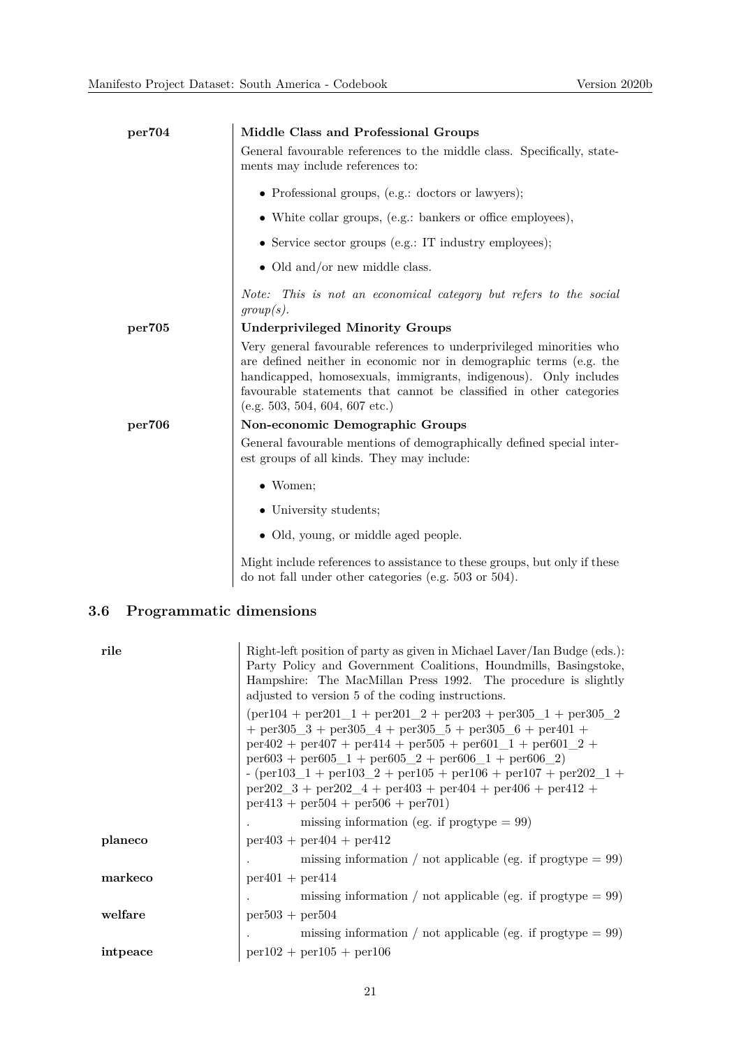**per704** **Middle Class and Professional Groups**

General favourable references to the middle class. Specifically, statements may include references to:

- Professional groups, (e.g.: doctors or lawyers);
- White collar groups, (e.g.: bankers or office employees),
- Service sector groups (e.g.: IT industry employees);
- Old and/or new middle class.

*Note: This is not an economical category but refers to the social group(s).*

**per705** **Underprivileged Minority Groups**

Very general favourable references to underprivileged minorities who are defined neither in economic nor in demographic terms (e.g. the handicapped, homosexuals, immigrants, indigenous). Only includes favourable statements that cannot be classified in other categories (e.g. 503, 504, 604, 607 etc.)

**per706** **Non-economic Demographic Groups**

General favourable mentions of demographically defined special interest groups of all kinds. They may include:

- Women;
- University students;
- Old, young, or middle aged people.

Might include references to assistance to these groups, but only if these do not fall under other categories (e.g. 503 or 504).

## 3.6 Programmatic dimensions

**rile**

Right-left position of party as given in Michael Laver/Ian Budge (eds.): Party Policy and Government Coalitions, Houndmills, Basingstoke, Hampshire: The MacMillan Press 1992. The procedure is slightly adjusted to version 5 of the coding instructions.

(per104 + per201_1 + per201_2 + per203 + per305_1 + per305_2 + per305_3 + per305_4 + per305_5 + per305_6 + per401 + per402 + per407 + per414 + per505 + per601_1 + per601_2 + per603 + per605_1 + per605_2 + per606_1 + per606_2) - (per103_1 + per103_2 + per105 + per106 + per107 + per202_1 + per202_3 + per202_4 + per403 + per404 + per406 + per412 + per413 + per504 + per506 + per701)

. missing information (eg. if progtype = 99)

**planeco**

per403 + per404 + per412

. missing information / not applicable (eg. if progtype = 99)

**markeco**

per401 + per414

. missing information / not applicable (eg. if progtype = 99)

**welfare**

per503 + per504

. missing information / not applicable (eg. if progtype = 99)

**intpeace**

per102 + per105 + per106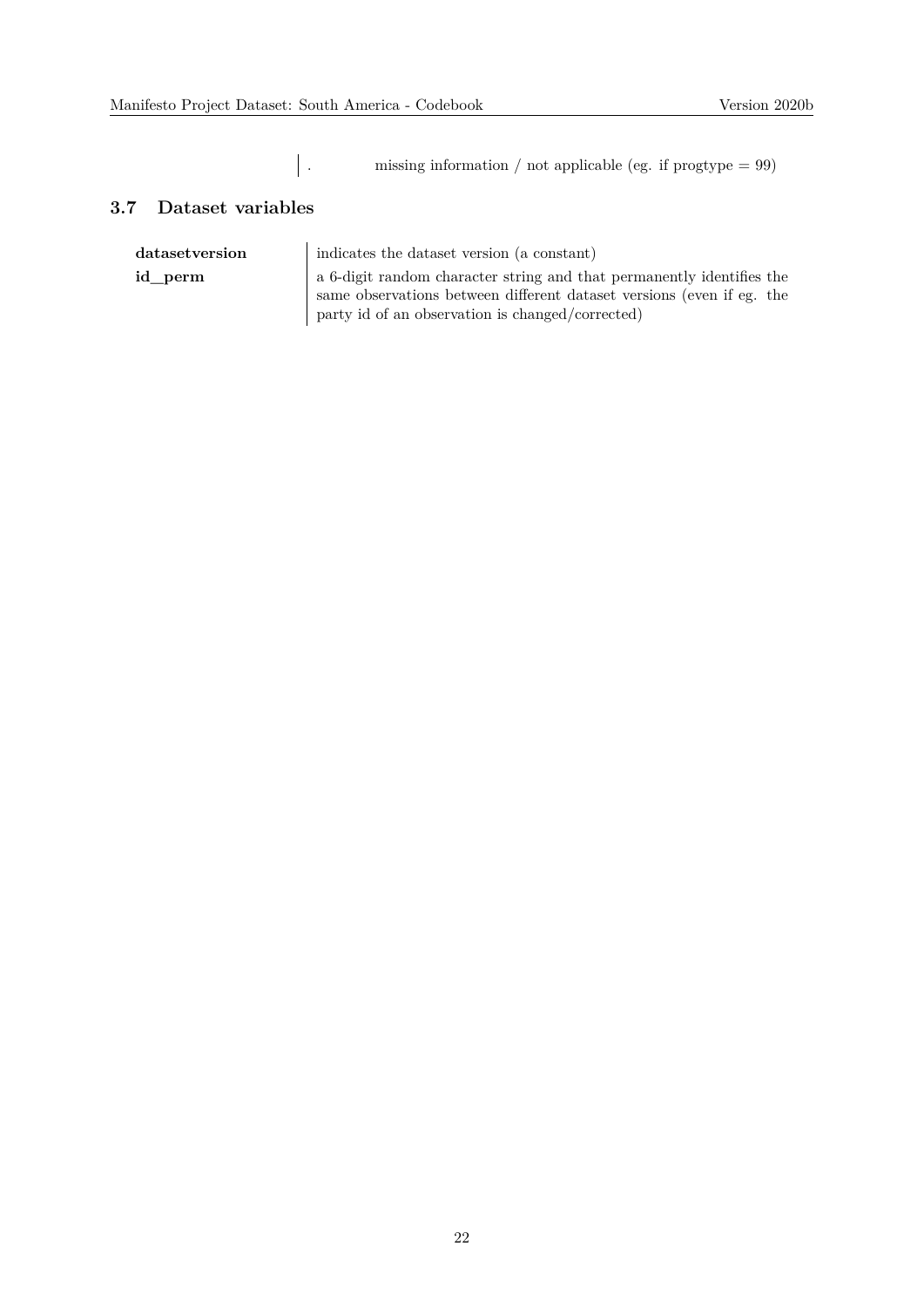| | |
|---|---|
| . | missing information / not applicable (eg. if progtype = 99) |

### 3.7 Dataset variables

| | |
|---|---|
| **datasetversion** | indicates the dataset version (a constant) |
| **id_perm** | a 6-digit random character string and that permanently identifies the same observations between different dataset versions (even if eg. the party id of an observation is changed/corrected) |